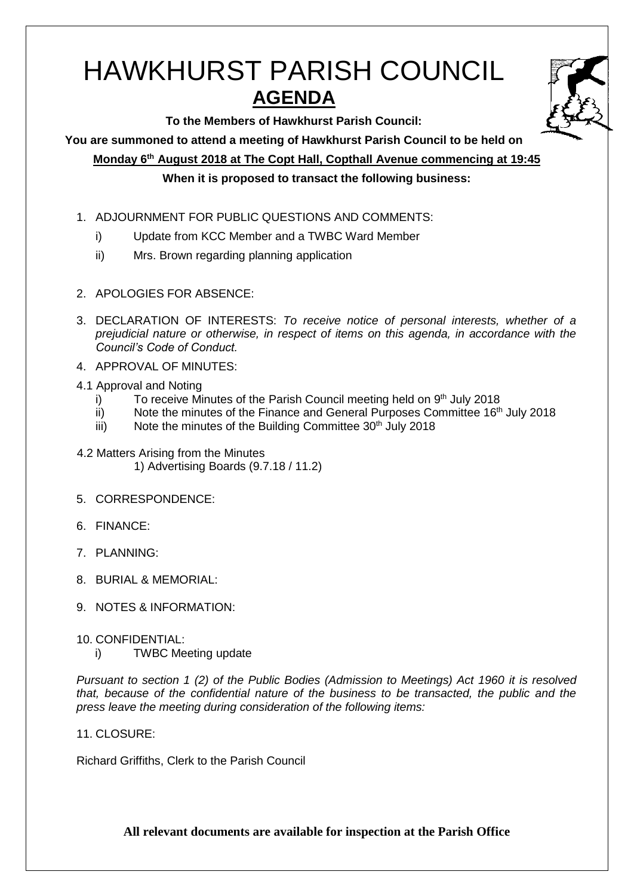# HAWKHURST PARISH COUNCIL

## AGENDA

**To the Members of Hawkhurst Parish Council:**

**You are summoned to attend a meeting of Hawkhurst Parish Council to be held on**

**Monday 6th August 2018 at The Copt Hall, Copthall Avenue commencing at 19:45**

**When it is proposed to transact the following business:**

1. ADJOURNMENT FOR PUBLIC QUESTIONS AND COMMENTS:
   i) Update from KCC Member and a TWBC Ward Member
   ii) Mrs. Brown regarding planning application

2. APOLOGIES FOR ABSENCE:

3. DECLARATION OF INTERESTS: *To receive notice of personal interests, whether of a prejudicial nature or otherwise, in respect of items on this agenda, in accordance with the Council's Code of Conduct.*

4. APPROVAL OF MINUTES:

4.1 Approval and Noting
   i) To receive Minutes of the Parish Council meeting held on 9th July 2018
   ii) Note the minutes of the Finance and General Purposes Committee 16th July 2018
   iii) Note the minutes of the Building Committee 30th July 2018

4.2 Matters Arising from the Minutes
   1) Advertising Boards (9.7.18 / 11.2)

5. CORRESPONDENCE:

6. FINANCE:

7. PLANNING:

8. BURIAL & MEMORIAL:

9. NOTES & INFORMATION:

10. CONFIDENTIAL:
   i) TWBC Meeting update

*Pursuant to section 1 (2) of the Public Bodies (Admission to Meetings) Act 1960 it is resolved that, because of the confidential nature of the business to be transacted, the public and the press leave the meeting during consideration of the following items:*

11. CLOSURE:

Richard Griffiths, Clerk to the Parish Council

**All relevant documents are available for inspection at the Parish Office**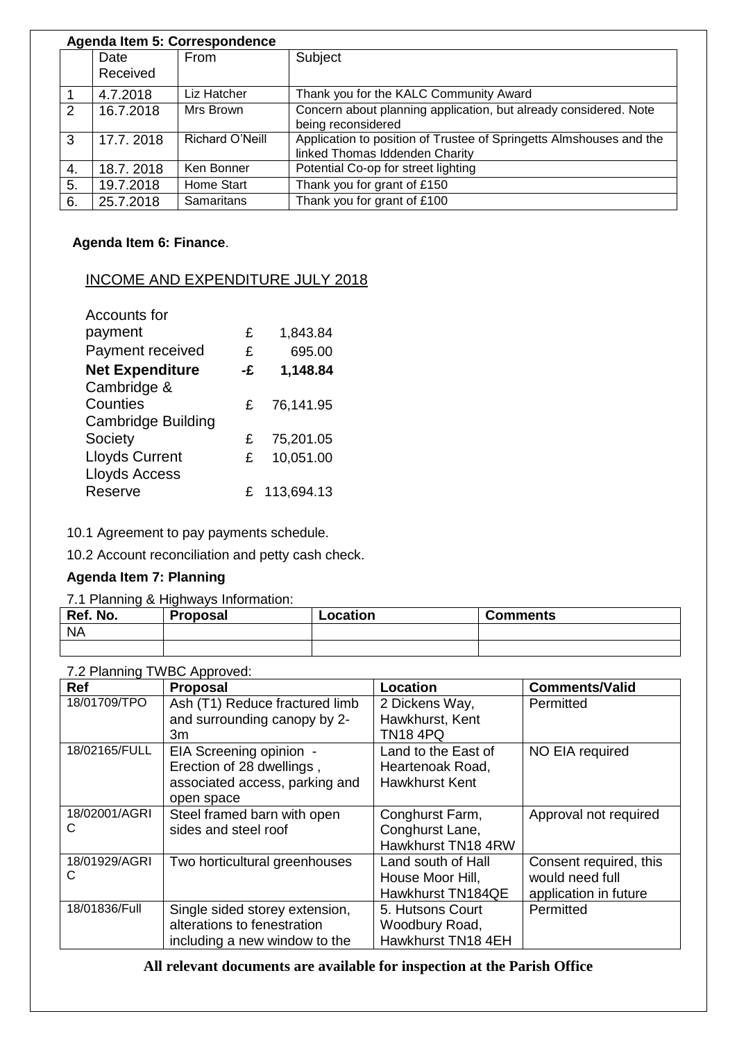**Agenda Item 5: Correspondence**

| | Date Received | From | Subject |
|---|---|---|---|
| 1 | 4.7.2018 | Liz Hatcher | Thank you for the KALC Community Award |
| 2 | 16.7.2018 | Mrs Brown | Concern about planning application, but already considered. Note being reconsidered |
| 3 | 17.7. 2018 | Richard O'Neill | Application to position of Trustee of Springetts Almshouses and the linked Thomas Iddenden Charity |
| 4. | 18.7. 2018 | Ken Bonner | Potential Co-op for street lighting |
| 5. | 19.7.2018 | Home Start | Thank you for grant of £150 |
| 6. | 25.7.2018 | Samaritans | Thank you for grant of £100 |

**Agenda Item 6: Finance**.

INCOME AND EXPENDITURE JULY 2018

| | | |
|---|---|---|
| Accounts for payment | £ | 1,843.84 |
| Payment received | £ | 695.00 |
| **Net Expenditure** | **-£** | **1,148.84** |
| Cambridge & Counties | £ | 76,141.95 |
| Cambridge Building Society | £ | 75,201.05 |
| Lloyds Current | £ | 10,051.00 |
| Lloyds Access Reserve | £ | 113,694.13 |

10.1 Agreement to pay payments schedule.

10.2 Account reconciliation and petty cash check.

**Agenda Item 7: Planning**

7.1 Planning & Highways Information:

| Ref. No. | Proposal | Location | Comments |
|---|---|---|---|
| NA | | | |
| | | | |

7.2 Planning TWBC Approved:

| Ref | Proposal | Location | Comments/Valid |
|---|---|---|---|
| 18/01709/TPO | Ash (T1) Reduce fractured limb and surrounding canopy by 2-3m | 2 Dickens Way, Hawkhurst, Kent TN18 4PQ | Permitted |
| 18/02165/FULL | EIA Screening opinion - Erection of 28 dwellings , associated access, parking and open space | Land to the East of Heartenoak Road, Hawkhurst Kent | NO EIA required |
| 18/02001/AGRIC | Steel framed barn with open sides and steel roof | Conghurst Farm, Conghurst Lane, Hawkhurst TN18 4RW | Approval not required |
| 18/01929/AGRIC | Two horticultural greenhouses | Land south of Hall House Moor Hill, Hawkhurst TN184QE | Consent required, this would need full application in future |
| 18/01836/Full | Single sided storey extension, alterations to fenestration including a new window to the | 5. Hutsons Court Woodbury Road, Hawkhurst TN18 4EH | Permitted |

**All relevant documents are available for inspection at the Parish Office**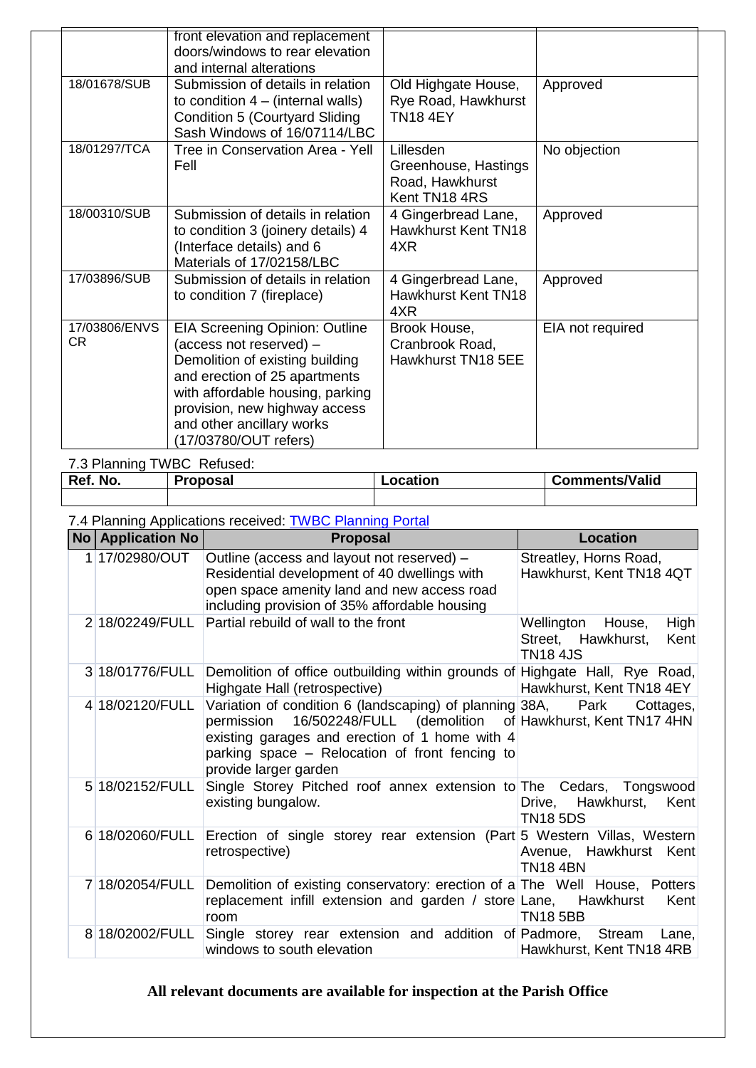| | | | |
|---|---|---|---|
| | front elevation and replacement doors/windows to rear elevation and internal alterations | | |
| 18/01678/SUB | Submission of details in relation to condition 4 – (internal walls) Condition 5 (Courtyard Sliding Sash Windows of 16/07114/LBC | Old Highgate House, Rye Road, Hawkhurst TN18 4EY | Approved |
| 18/01297/TCA | Tree in Conservation Area - Yell Fell | Lillesden Greenhouse, Hastings Road, Hawkhurst Kent TN18 4RS | No objection |
| 18/00310/SUB | Submission of details in relation to condition 3 (joinery details) 4 (Interface details) and 6 Materials of 17/02158/LBC | 4 Gingerbread Lane, Hawkhurst Kent TN18 4XR | Approved |
| 17/03896/SUB | Submission of details in relation to condition 7 (fireplace) | 4 Gingerbread Lane, Hawkhurst Kent TN18 4XR | Approved |
| 17/03806/ENVSCR | EIA Screening Opinion: Outline (access not reserved) – Demolition of existing building and erection of 25 apartments with affordable housing, parking provision, new highway access and other ancillary works (17/03780/OUT refers) | Brook House, Cranbrook Road, Hawkhurst TN18 5EE | EIA not required |

7.3 Planning TWBC Refused:

| Ref. No. | Proposal | Location | Comments/Valid |
|---|---|---|---|
| | | | |

7.4 Planning Applications received: TWBC Planning Portal

| No | Application No | Proposal | Location |
|---|---|---|---|
| 1 | 17/02980/OUT | Outline (access and layout not reserved) – Residential development of 40 dwellings with open space amenity land and new access road including provision of 35% affordable housing | Streatley, Horns Road, Hawkhurst, Kent TN18 4QT |
| 2 | 18/02249/FULL | Partial rebuild of wall to the front | Wellington House, High Street, Hawkhurst, Kent TN18 4JS |
| 3 | 18/01776/FULL | Demolition of office outbuilding within grounds of Highgate Hall (retrospective) | Highgate Hall, Rye Road, Hawkhurst, Kent TN18 4EY |
| 4 | 18/02120/FULL | Variation of condition 6 (landscaping) of planning permission 16/502248/FULL (demolition of existing garages and erection of 1 home with 4 parking space – Relocation of front fencing to provide larger garden | 38A, Park Cottages, Hawkhurst, Kent TN17 4HN |
| 5 | 18/02152/FULL | Single Storey Pitched roof annex extension to existing bungalow. | The Cedars, Tongswood Drive, Hawkhurst, Kent TN18 5DS |
| 6 | 18/02060/FULL | Erection of single storey rear extension (Part retrospective) | 5 Western Villas, Western Avenue, Hawkhurst Kent TN18 4BN |
| 7 | 18/02054/FULL | Demolition of existing conservatory: erection of a replacement infill extension and garden / store room | The Well House, Potters Lane, Hawkhurst Kent TN18 5BB |
| 8 | 18/02002/FULL | Single storey rear extension and addition of windows to south elevation | Padmore, Stream Lane, Hawkhurst, Kent TN18 4RB |

**All relevant documents are available for inspection at the Parish Office**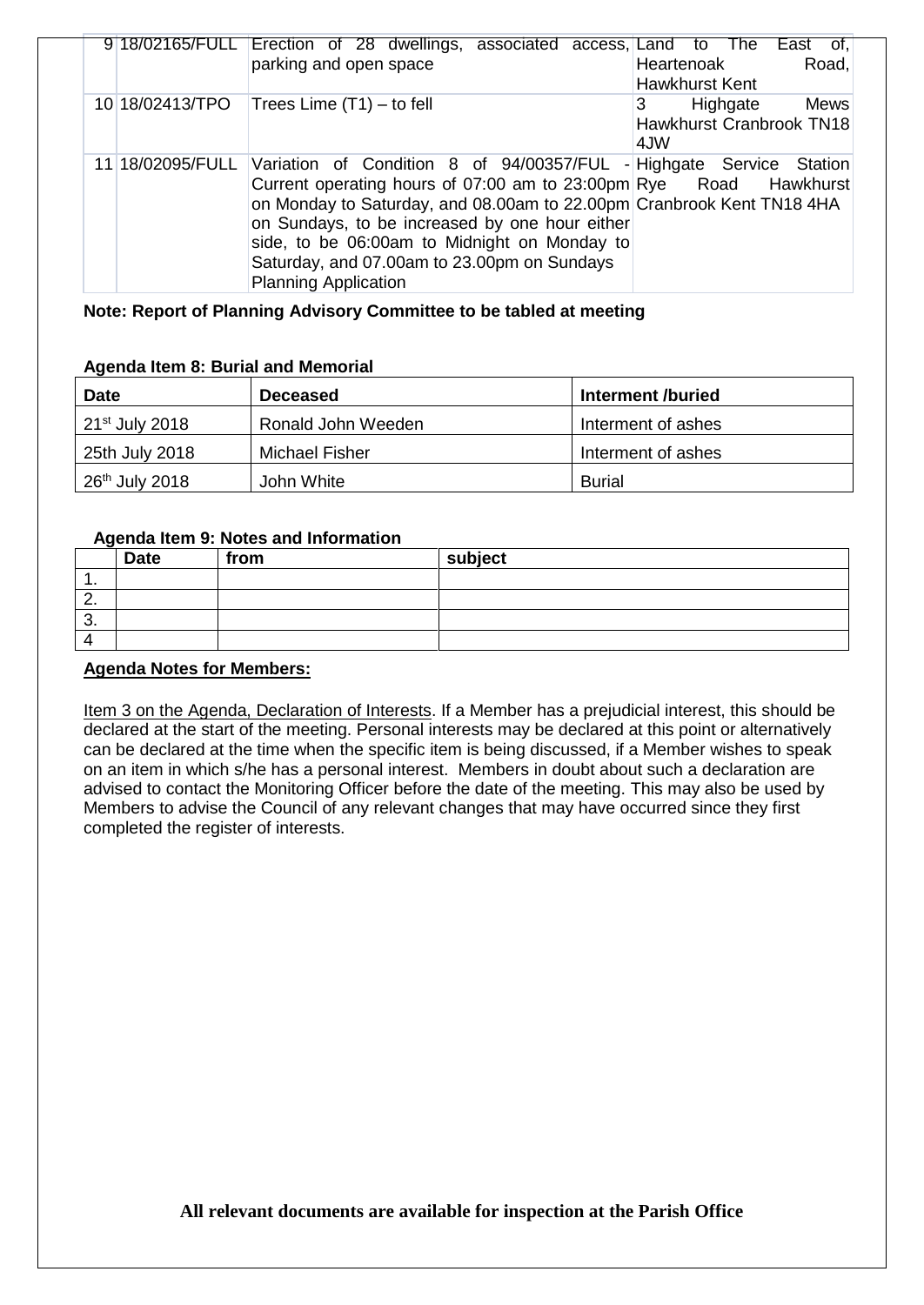| | | | |
|---|---|---|---|
| 9 | 18/02165/FULL | Erection of 28 dwellings, associated access, parking and open space | Land to The East of, Heartenoak Road, Hawkhurst Kent |
| 10 | 18/02413/TPO | Trees Lime (T1) – to fell | 3 Highgate Mews Hawkhurst Cranbrook TN18 4JW |
| 11 | 18/02095/FULL | Variation of Condition 8 of 94/00357/FUL - Current operating hours of 07:00 am to 23:00pm on Monday to Saturday, and 08.00am to 22.00pm on Sundays, to be increased by one hour either side, to be 06:00am to Midnight on Monday to Saturday, and 07.00am to 23.00pm on Sundays Planning Application | Highgate Service Station Rye Road Hawkhurst Cranbrook Kent TN18 4HA |

**Note: Report of Planning Advisory Committee to be tabled at meeting**

**Agenda Item 8: Burial and Memorial**

| Date | Deceased | Interment /buried |
|---|---|---|
| 21st July 2018 | Ronald John Weeden | Interment of ashes |
| 25th July 2018 | Michael Fisher | Interment of ashes |
| 26th July 2018 | John White | Burial |

**Agenda Item 9: Notes and Information**

| | Date | from | subject |
|---|---|---|---|
| 1. | | | |
| 2. | | | |
| 3. | | | |
| 4 | | | |

**Agenda Notes for Members:**

Item 3 on the Agenda, Declaration of Interests. If a Member has a prejudicial interest, this should be declared at the start of the meeting. Personal interests may be declared at this point or alternatively can be declared at the time when the specific item is being discussed, if a Member wishes to speak on an item in which s/he has a personal interest. Members in doubt about such a declaration are advised to contact the Monitoring Officer before the date of the meeting. This may also be used by Members to advise the Council of any relevant changes that may have occurred since they first completed the register of interests.

**All relevant documents are available for inspection at the Parish Office**